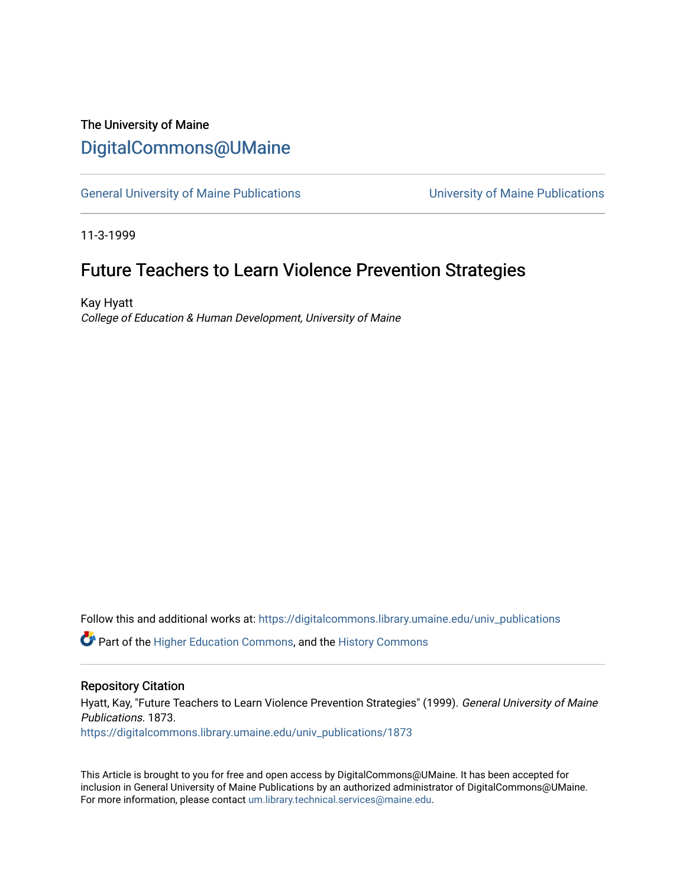The University of Maine

# DigitalCommons@UMaine

General University of Maine Publications | University of Maine Publications

11-3-1999

## Future Teachers to Learn Violence Prevention Strategies

Kay Hyatt

*College of Education & Human Development, University of Maine*

Follow this and additional works at: https://digitalcommons.library.umaine.edu/univ_publications

Part of the Higher Education Commons, and the History Commons

### Repository Citation

Hyatt, Kay, "Future Teachers to Learn Violence Prevention Strategies" (1999). *General University of Maine Publications*. 1873.
https://digitalcommons.library.umaine.edu/univ_publications/1873

This Article is brought to you for free and open access by DigitalCommons@UMaine. It has been accepted for inclusion in General University of Maine Publications by an authorized administrator of DigitalCommons@UMaine. For more information, please contact um.library.technical.services@maine.edu.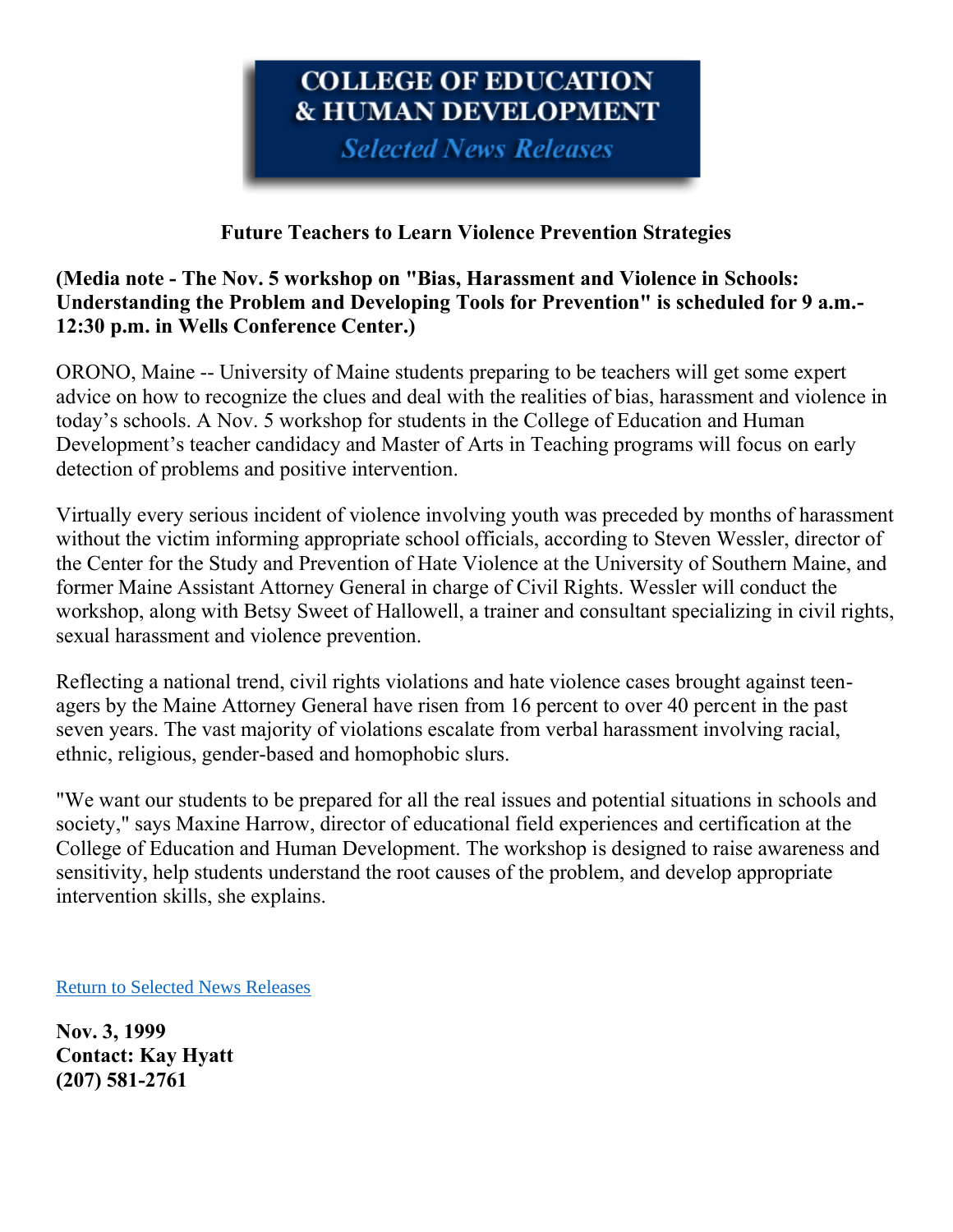# COLLEGE OF EDUCATION & HUMAN DEVELOPMENT

*Selected News Releases*

**Future Teachers to Learn Violence Prevention Strategies**

**(Media note - The Nov. 5 workshop on "Bias, Harassment and Violence in Schools: Understanding the Problem and Developing Tools for Prevention" is scheduled for 9 a.m.-12:30 p.m. in Wells Conference Center.)**

ORONO, Maine -- University of Maine students preparing to be teachers will get some expert advice on how to recognize the clues and deal with the realities of bias, harassment and violence in today's schools. A Nov. 5 workshop for students in the College of Education and Human Development's teacher candidacy and Master of Arts in Teaching programs will focus on early detection of problems and positive intervention.

Virtually every serious incident of violence involving youth was preceded by months of harassment without the victim informing appropriate school officials, according to Steven Wessler, director of the Center for the Study and Prevention of Hate Violence at the University of Southern Maine, and former Maine Assistant Attorney General in charge of Civil Rights. Wessler will conduct the workshop, along with Betsy Sweet of Hallowell, a trainer and consultant specializing in civil rights, sexual harassment and violence prevention.

Reflecting a national trend, civil rights violations and hate violence cases brought against teen-agers by the Maine Attorney General have risen from 16 percent to over 40 percent in the past seven years. The vast majority of violations escalate from verbal harassment involving racial, ethnic, religious, gender-based and homophobic slurs.

"We want our students to be prepared for all the real issues and potential situations in schools and society," says Maxine Harrow, director of educational field experiences and certification at the College of Education and Human Development. The workshop is designed to raise awareness and sensitivity, help students understand the root causes of the problem, and develop appropriate intervention skills, she explains.

[Return to Selected News Releases]

**Nov. 3, 1999**
**Contact: Kay Hyatt**
**(207) 581-2761**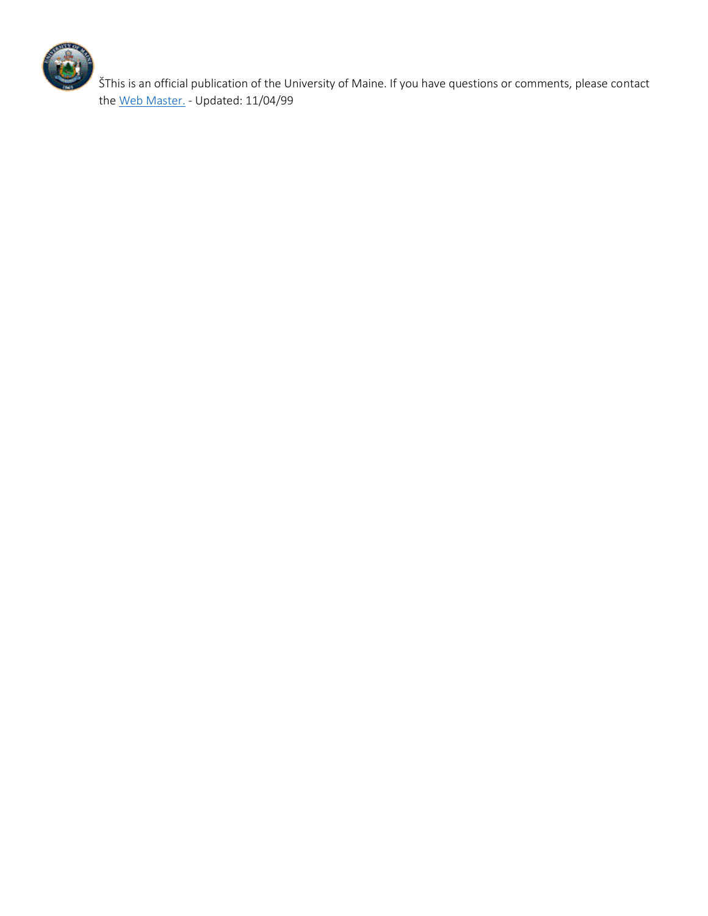ŠThis is an official publication of the University of Maine. If you have questions or comments, please contact the [Web Master.] - Updated: 11/04/99